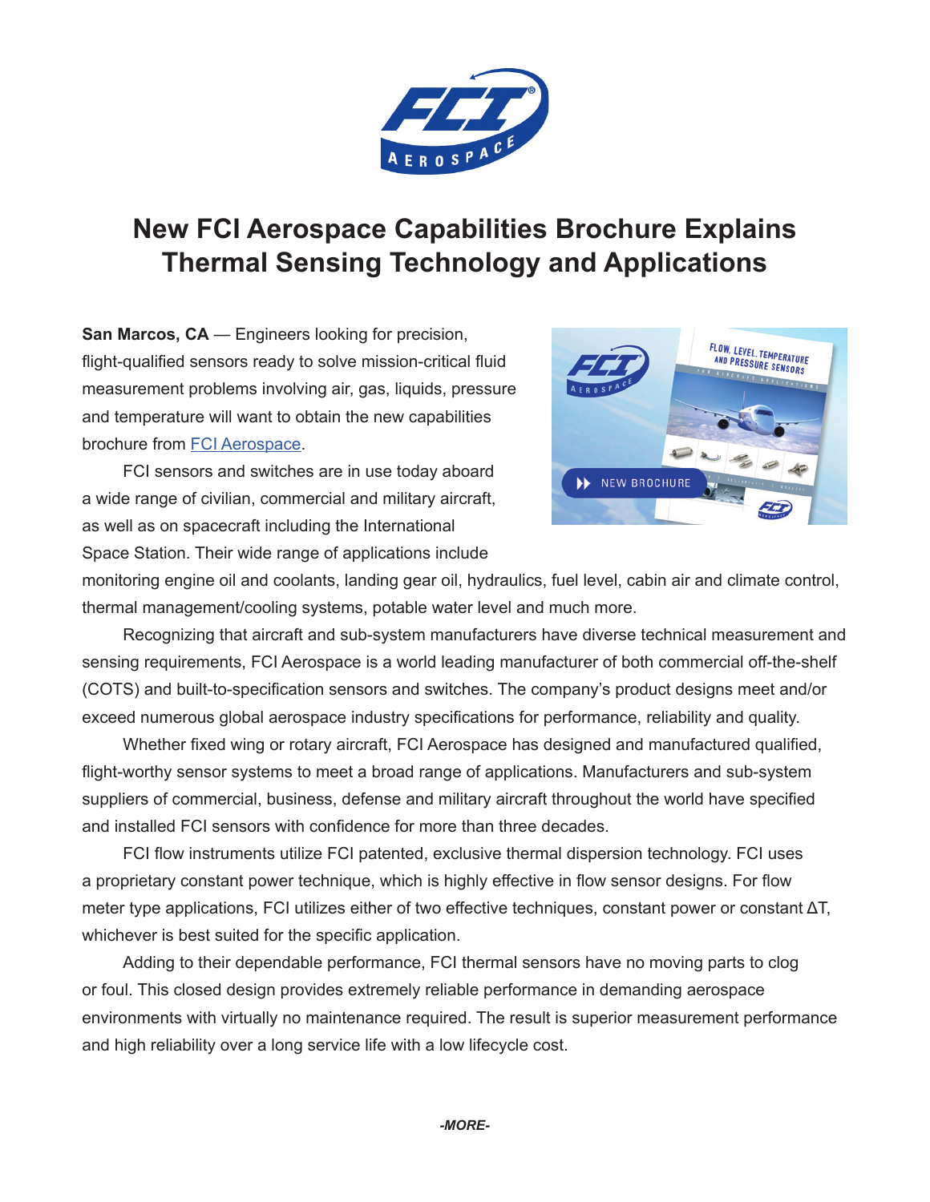# New FCI Aerospace Capabilities Brochure Explains Thermal Sensing Technology and Applications

**San Marcos, CA** — Engineers looking for precision, flight-qualified sensors ready to solve mission-critical fluid measurement problems involving air, gas, liquids, pressure and temperature will want to obtain the new capabilities brochure from FCI Aerospace.

FCI sensors and switches are in use today aboard a wide range of civilian, commercial and military aircraft, as well as on spacecraft including the International Space Station. Their wide range of applications include monitoring engine oil and coolants, landing gear oil, hydraulics, fuel level, cabin air and climate control, thermal management/cooling systems, potable water level and much more.

Recognizing that aircraft and sub-system manufacturers have diverse technical measurement and sensing requirements, FCI Aerospace is a world leading manufacturer of both commercial off-the-shelf (COTS) and built-to-specification sensors and switches. The company's product designs meet and/or exceed numerous global aerospace industry specifications for performance, reliability and quality.

Whether fixed wing or rotary aircraft, FCI Aerospace has designed and manufactured qualified, flight-worthy sensor systems to meet a broad range of applications. Manufacturers and sub-system suppliers of commercial, business, defense and military aircraft throughout the world have specified and installed FCI sensors with confidence for more than three decades.

FCI flow instruments utilize FCI patented, exclusive thermal dispersion technology. FCI uses a proprietary constant power technique, which is highly effective in flow sensor designs. For flow meter type applications, FCI utilizes either of two effective techniques, constant power or constant $\Delta T$, whichever is best suited for the specific application.

Adding to their dependable performance, FCI thermal sensors have no moving parts to clog or foul. This closed design provides extremely reliable performance in demanding aerospace environments with virtually no maintenance required. The result is superior measurement performance and high reliability over a long service life with a low lifecycle cost.

*-MORE-*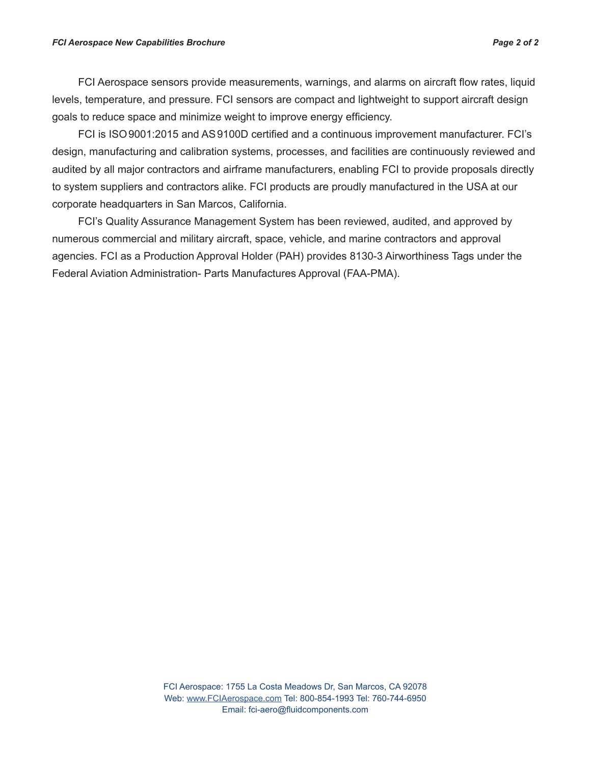FCI Aerospace sensors provide measurements, warnings, and alarms on aircraft flow rates, liquid levels, temperature, and pressure. FCI sensors are compact and lightweight to support aircraft design goals to reduce space and minimize weight to improve energy efficiency.

FCI is ISO 9001:2015 and AS 9100D certified and a continuous improvement manufacturer. FCI's design, manufacturing and calibration systems, processes, and facilities are continuously reviewed and audited by all major contractors and airframe manufacturers, enabling FCI to provide proposals directly to system suppliers and contractors alike. FCI products are proudly manufactured in the USA at our corporate headquarters in San Marcos, California.

FCI's Quality Assurance Management System has been reviewed, audited, and approved by numerous commercial and military aircraft, space, vehicle, and marine contractors and approval agencies. FCI as a Production Approval Holder (PAH) provides 8130-3 Airworthiness Tags under the Federal Aviation Administration- Parts Manufactures Approval (FAA-PMA).

FCI Aerospace: 1755 La Costa Meadows Dr, San Marcos, CA 92078
Web: [www.FCIAerospace.com](http://www.FCIAerospace.com) Tel: 800-854-1993 Tel: 760-744-6950
Email: fci-aero@fluidcomponents.com